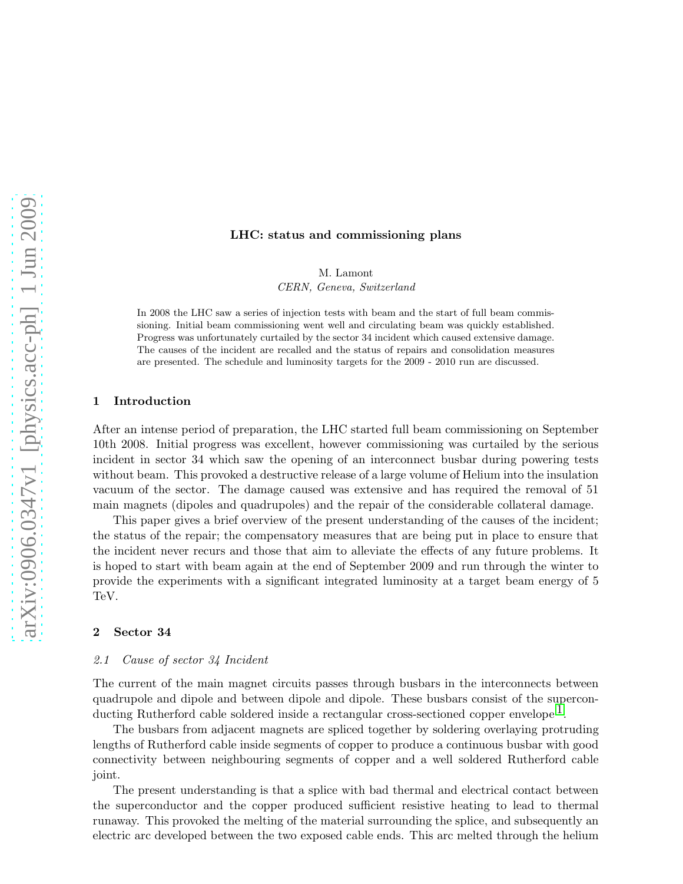# LHC: status and commissioning plans

M. Lamont
*CERN, Geneva, Switzerland*

In 2008 the LHC saw a series of injection tests with beam and the start of full beam commissioning. Initial beam commissioning went well and circulating beam was quickly established. Progress was unfortunately curtailed by the sector 34 incident which caused extensive damage. The causes of the incident are recalled and the status of repairs and consolidation measures are presented. The schedule and luminosity targets for the 2009 - 2010 run are discussed.

## 1 Introduction

After an intense period of preparation, the LHC started full beam commissioning on September 10th 2008. Initial progress was excellent, however commissioning was curtailed by the serious incident in sector 34 which saw the opening of an interconnect busbar during powering tests without beam. This provoked a destructive release of a large volume of Helium into the insulation vacuum of the sector. The damage caused was extensive and has required the removal of 51 main magnets (dipoles and quadrupoles) and the repair of the considerable collateral damage.

This paper gives a brief overview of the present understanding of the causes of the incident; the status of the repair; the compensatory measures that are being put in place to ensure that the incident never recurs and those that aim to alleviate the effects of any future problems. It is hoped to start with beam again at the end of September 2009 and run through the winter to provide the experiments with a significant integrated luminosity at a target beam energy of 5 TeV.

## 2 Sector 34

### *2.1 Cause of sector 34 Incident*

The current of the main magnet circuits passes through busbars in the interconnects between quadrupole and dipole and between dipole and dipole. These busbars consist of the superconducting Rutherford cable soldered inside a rectangular cross-sectioned copper envelope[1].

The busbars from adjacent magnets are spliced together by soldering overlaying protruding lengths of Rutherford cable inside segments of copper to produce a continuous busbar with good connectivity between neighbouring segments of copper and a well soldered Rutherford cable joint.

The present understanding is that a splice with bad thermal and electrical contact between the superconductor and the copper produced sufficient resistive heating to lead to thermal runaway. This provoked the melting of the material surrounding the splice, and subsequently an electric arc developed between the two exposed cable ends. This arc melted through the helium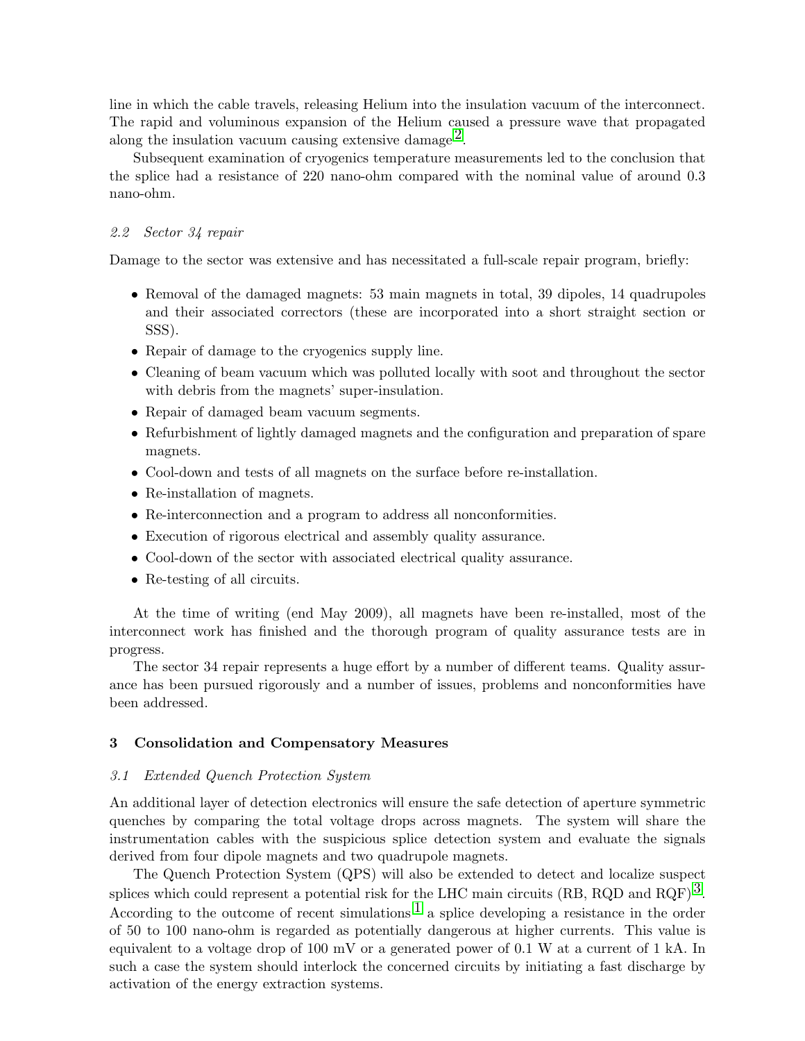line in which the cable travels, releasing Helium into the insulation vacuum of the interconnect. The rapid and voluminous expansion of the Helium caused a pressure wave that propagated along the insulation vacuum causing extensive damage[2].

Subsequent examination of cryogenics temperature measurements led to the conclusion that the splice had a resistance of 220 nano-ohm compared with the nominal value of around 0.3 nano-ohm.

### *2.2 Sector 34 repair*

Damage to the sector was extensive and has necessitated a full-scale repair program, briefly:

- Removal of the damaged magnets: 53 main magnets in total, 39 dipoles, 14 quadrupoles and their associated correctors (these are incorporated into a short straight section or SSS).
- Repair of damage to the cryogenics supply line.
- Cleaning of beam vacuum which was polluted locally with soot and throughout the sector with debris from the magnets' super-insulation.
- Repair of damaged beam vacuum segments.
- Refurbishment of lightly damaged magnets and the configuration and preparation of spare magnets.
- Cool-down and tests of all magnets on the surface before re-installation.
- Re-installation of magnets.
- Re-interconnection and a program to address all nonconformities.
- Execution of rigorous electrical and assembly quality assurance.
- Cool-down of the sector with associated electrical quality assurance.
- Re-testing of all circuits.

At the time of writing (end May 2009), all magnets have been re-installed, most of the interconnect work has finished and the thorough program of quality assurance tests are in progress.

The sector 34 repair represents a huge effort by a number of different teams. Quality assurance has been pursued rigorously and a number of issues, problems and nonconformities have been addressed.

## 3 Consolidation and Compensatory Measures

### *3.1 Extended Quench Protection System*

An additional layer of detection electronics will ensure the safe detection of aperture symmetric quenches by comparing the total voltage drops across magnets. The system will share the instrumentation cables with the suspicious splice detection system and evaluate the signals derived from four dipole magnets and two quadrupole magnets.

The Quench Protection System (QPS) will also be extended to detect and localize suspect splices which could represent a potential risk for the LHC main circuits (RB, RQD and RQF)[3]. According to the outcome of recent simulations[1] a splice developing a resistance in the order of 50 to 100 nano-ohm is regarded as potentially dangerous at higher currents. This value is equivalent to a voltage drop of 100 mV or a generated power of 0.1 W at a current of 1 kA. In such a case the system should interlock the concerned circuits by initiating a fast discharge by activation of the energy extraction systems.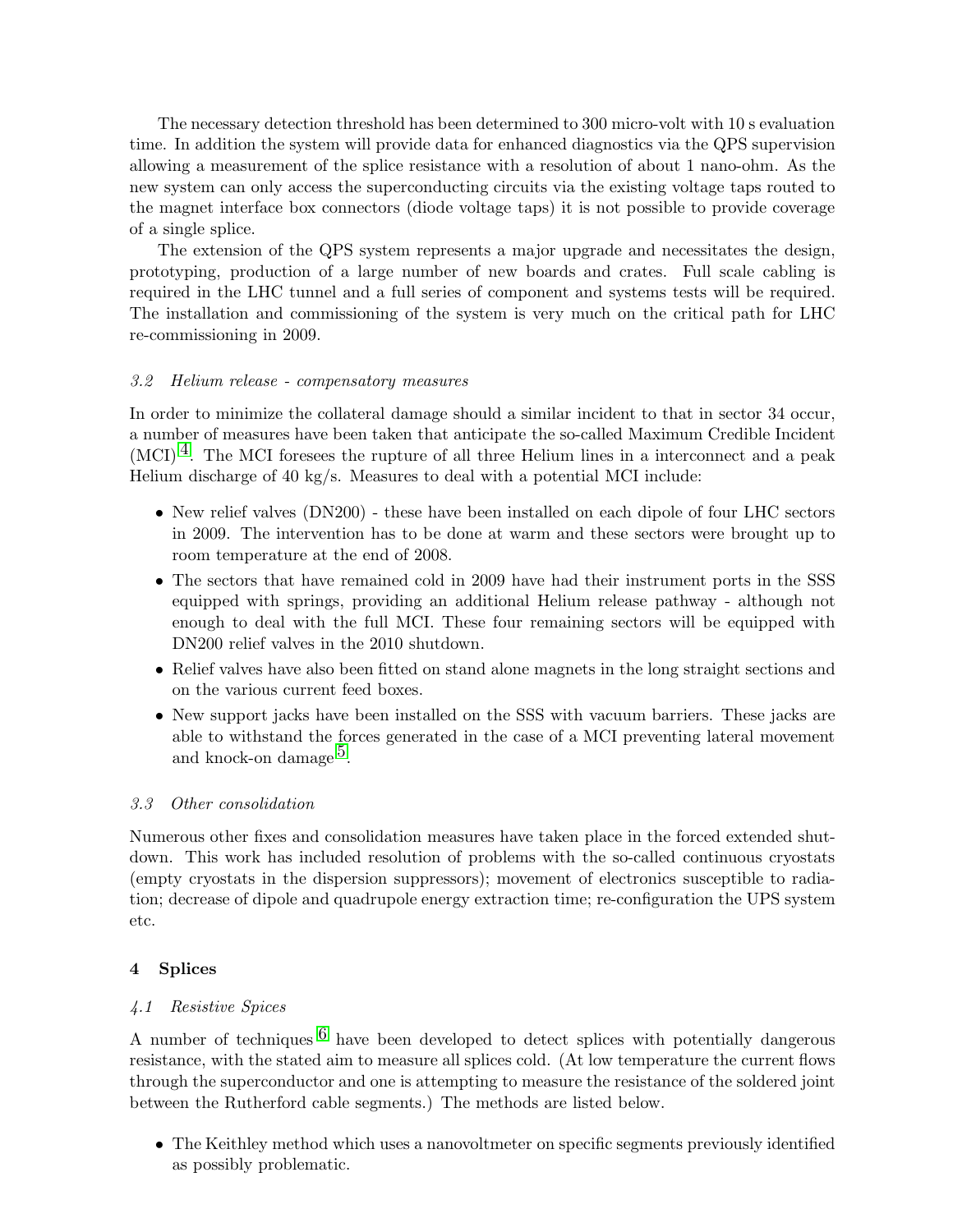The necessary detection threshold has been determined to 300 micro-volt with 10 s evaluation time. In addition the system will provide data for enhanced diagnostics via the QPS supervision allowing a measurement of the splice resistance with a resolution of about 1 nano-ohm. As the new system can only access the superconducting circuits via the existing voltage taps routed to the magnet interface box connectors (diode voltage taps) it is not possible to provide coverage of a single splice.

The extension of the QPS system represents a major upgrade and necessitates the design, prototyping, production of a large number of new boards and crates. Full scale cabling is required in the LHC tunnel and a full series of component and systems tests will be required. The installation and commissioning of the system is very much on the critical path for LHC re-commissioning in 2009.

### *3.2 Helium release - compensatory measures*

In order to minimize the collateral damage should a similar incident to that in sector 34 occur, a number of measures have been taken that anticipate the so-called Maximum Credible Incident (MCI)[4]. The MCI foresees the rupture of all three Helium lines in a interconnect and a peak Helium discharge of 40 kg/s. Measures to deal with a potential MCI include:

- New relief valves (DN200) - these have been installed on each dipole of four LHC sectors in 2009. The intervention has to be done at warm and these sectors were brought up to room temperature at the end of 2008.
- The sectors that have remained cold in 2009 have had their instrument ports in the SSS equipped with springs, providing an additional Helium release pathway - although not enough to deal with the full MCI. These four remaining sectors will be equipped with DN200 relief valves in the 2010 shutdown.
- Relief valves have also been fitted on stand alone magnets in the long straight sections and on the various current feed boxes.
- New support jacks have been installed on the SSS with vacuum barriers. These jacks are able to withstand the forces generated in the case of a MCI preventing lateral movement and knock-on damage[5].

### *3.3 Other consolidation*

Numerous other fixes and consolidation measures have taken place in the forced extended shutdown. This work has included resolution of problems with the so-called continuous cryostats (empty cryostats in the dispersion suppressors); movement of electronics susceptible to radiation; decrease of dipole and quadrupole energy extraction time; re-configuration the UPS system etc.

## 4 Splices

### *4.1 Resistive Spices*

A number of techniques [6] have been developed to detect splices with potentially dangerous resistance, with the stated aim to measure all splices cold. (At low temperature the current flows through the superconductor and one is attempting to measure the resistance of the soldered joint between the Rutherford cable segments.) The methods are listed below.

- The Keithley method which uses a nanovoltmeter on specific segments previously identified as possibly problematic.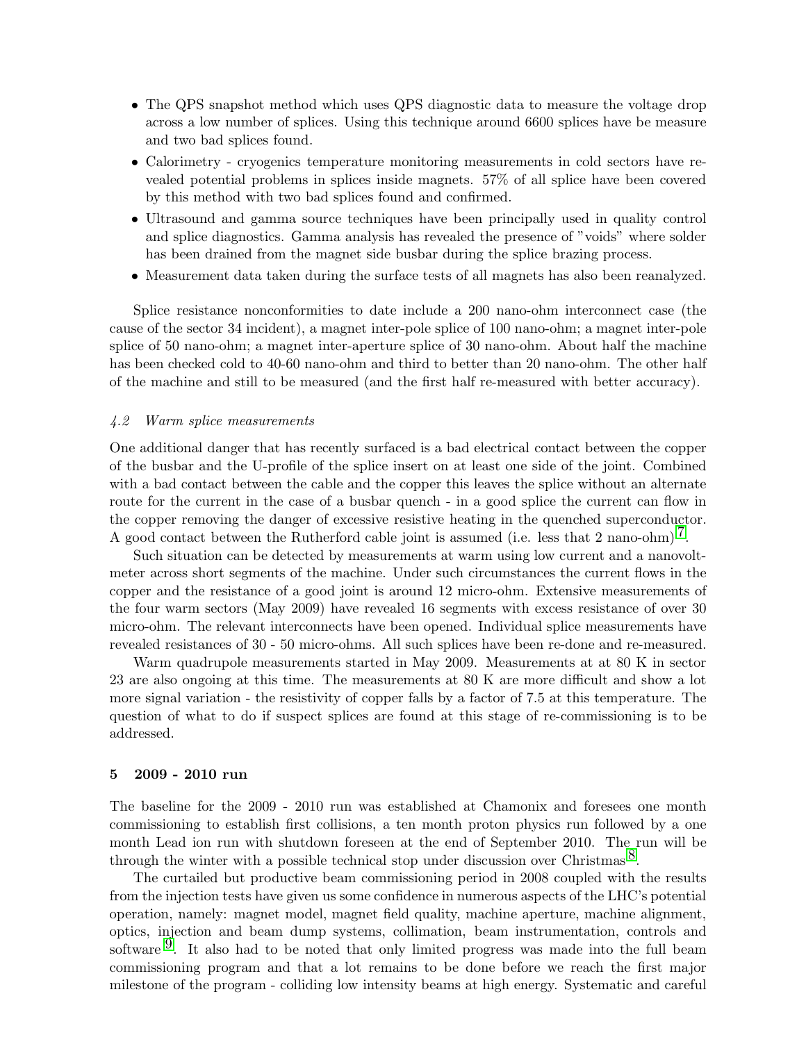- The QPS snapshot method which uses QPS diagnostic data to measure the voltage drop across a low number of splices. Using this technique around 6600 splices have be measure and two bad splices found.
- Calorimetry - cryogenics temperature monitoring measurements in cold sectors have revealed potential problems in splices inside magnets. 57% of all splice have been covered by this method with two bad splices found and confirmed.
- Ultrasound and gamma source techniques have been principally used in quality control and splice diagnostics. Gamma analysis has revealed the presence of "voids" where solder has been drained from the magnet side busbar during the splice brazing process.
- Measurement data taken during the surface tests of all magnets has also been reanalyzed.

Splice resistance nonconformities to date include a 200 nano-ohm interconnect case (the cause of the sector 34 incident), a magnet inter-pole splice of 100 nano-ohm; a magnet inter-pole splice of 50 nano-ohm; a magnet inter-aperture splice of 30 nano-ohm. About half the machine has been checked cold to 40-60 nano-ohm and third to better than 20 nano-ohm. The other half of the machine and still to be measured (and the first half re-measured with better accuracy).

### *4.2 Warm splice measurements*

One additional danger that has recently surfaced is a bad electrical contact between the copper of the busbar and the U-profile of the splice insert on at least one side of the joint. Combined with a bad contact between the cable and the copper this leaves the splice without an alternate route for the current in the case of a busbar quench - in a good splice the current can flow in the copper removing the danger of excessive resistive heating in the quenched superconductor. A good contact between the Rutherford cable joint is assumed (i.e. less that 2 nano-ohm) [7].

Such situation can be detected by measurements at warm using low current and a nanovoltmeter across short segments of the machine. Under such circumstances the current flows in the copper and the resistance of a good joint is around 12 micro-ohm. Extensive measurements of the four warm sectors (May 2009) have revealed 16 segments with excess resistance of over 30 micro-ohm. The relevant interconnects have been opened. Individual splice measurements have revealed resistances of 30 - 50 micro-ohms. All such splices have been re-done and re-measured.

Warm quadrupole measurements started in May 2009. Measurements at at 80 K in sector 23 are also ongoing at this time. The measurements at 80 K are more difficult and show a lot more signal variation - the resistivity of copper falls by a factor of 7.5 at this temperature. The question of what to do if suspect splices are found at this stage of re-commissioning is to be addressed.

## 5 2009 - 2010 run

The baseline for the 2009 - 2010 run was established at Chamonix and foresees one month commissioning to establish first collisions, a ten month proton physics run followed by a one month Lead ion run with shutdown foreseen at the end of September 2010. The run will be through the winter with a possible technical stop under discussion over Christmas [8].

The curtailed but productive beam commissioning period in 2008 coupled with the results from the injection tests have given us some confidence in numerous aspects of the LHC's potential operation, namely: magnet model, magnet field quality, machine aperture, machine alignment, optics, injection and beam dump systems, collimation, beam instrumentation, controls and software [9]. It also had to be noted that only limited progress was made into the full beam commissioning program and that a lot remains to be done before we reach the first major milestone of the program - colliding low intensity beams at high energy. Systematic and careful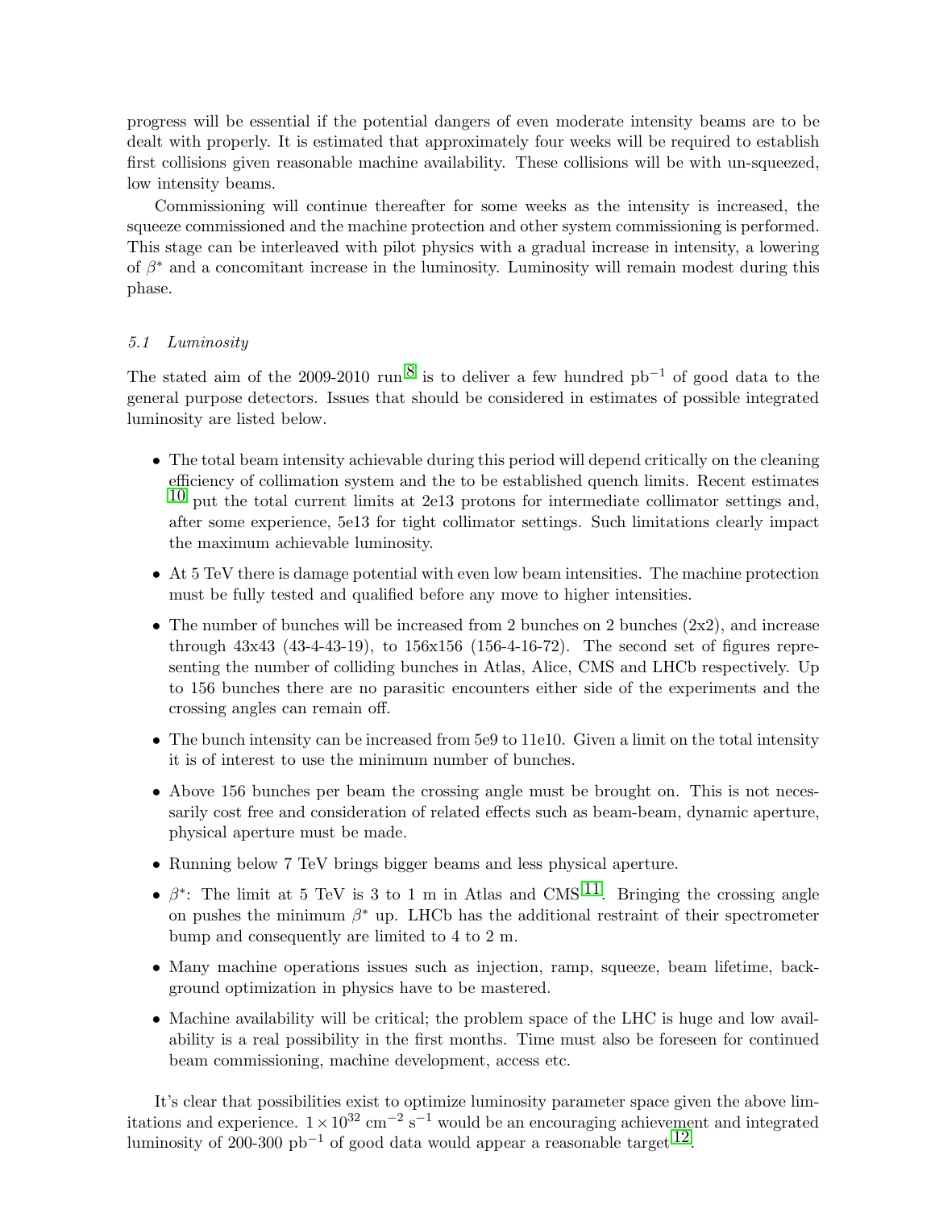progress will be essential if the potential dangers of even moderate intensity beams are to be dealt with properly. It is estimated that approximately four weeks will be required to establish first collisions given reasonable machine availability. These collisions will be with un-squeezed, low intensity beams.

Commissioning will continue thereafter for some weeks as the intensity is increased, the squeeze commissioned and the machine protection and other system commissioning is performed. This stage can be interleaved with pilot physics with a gradual increase in intensity, a lowering of $\beta^*$ and a concomitant increase in the luminosity. Luminosity will remain modest during this phase.

### *5.1 Luminosity*

The stated aim of the 2009-2010 run[8] is to deliver a few hundred $\text{pb}^{-1}$ of good data to the general purpose detectors. Issues that should be considered in estimates of possible integrated luminosity are listed below.

- The total beam intensity achievable during this period will depend critically on the cleaning efficiency of collimation system and the to be established quench limits. Recent estimates [10] put the total current limits at 2e13 protons for intermediate collimator settings and, after some experience, 5e13 for tight collimator settings. Such limitations clearly impact the maximum achievable luminosity.
- At 5 TeV there is damage potential with even low beam intensities. The machine protection must be fully tested and qualified before any move to higher intensities.
- The number of bunches will be increased from 2 bunches on 2 bunches (2x2), and increase through 43x43 (43-4-43-19), to 156x156 (156-4-16-72). The second set of figures representing the number of colliding bunches in Atlas, Alice, CMS and LHCb respectively. Up to 156 bunches there are no parasitic encounters either side of the experiments and the crossing angles can remain off.
- The bunch intensity can be increased from 5e9 to 11e10. Given a limit on the total intensity it is of interest to use the minimum number of bunches.
- Above 156 bunches per beam the crossing angle must be brought on. This is not necessarily cost free and consideration of related effects such as beam-beam, dynamic aperture, physical aperture must be made.
- Running below 7 TeV brings bigger beams and less physical aperture.
- $\beta^*$: The limit at 5 TeV is 3 to 1 m in Atlas and CMS[11]. Bringing the crossing angle on pushes the minimum $\beta^*$ up. LHCb has the additional restraint of their spectrometer bump and consequently are limited to 4 to 2 m.
- Many machine operations issues such as injection, ramp, squeeze, beam lifetime, background optimization in physics have to be mastered.
- Machine availability will be critical; the problem space of the LHC is huge and low availability is a real possibility in the first months. Time must also be foreseen for continued beam commissioning, machine development, access etc.

It's clear that possibilities exist to optimize luminosity parameter space given the above limitations and experience. $1 \times 10^{32}$ $\text{cm}^{-2}$ $\text{s}^{-1}$ would be an encouraging achievement and integrated luminosity of 200-300 $\text{pb}^{-1}$ of good data would appear a reasonable target[12].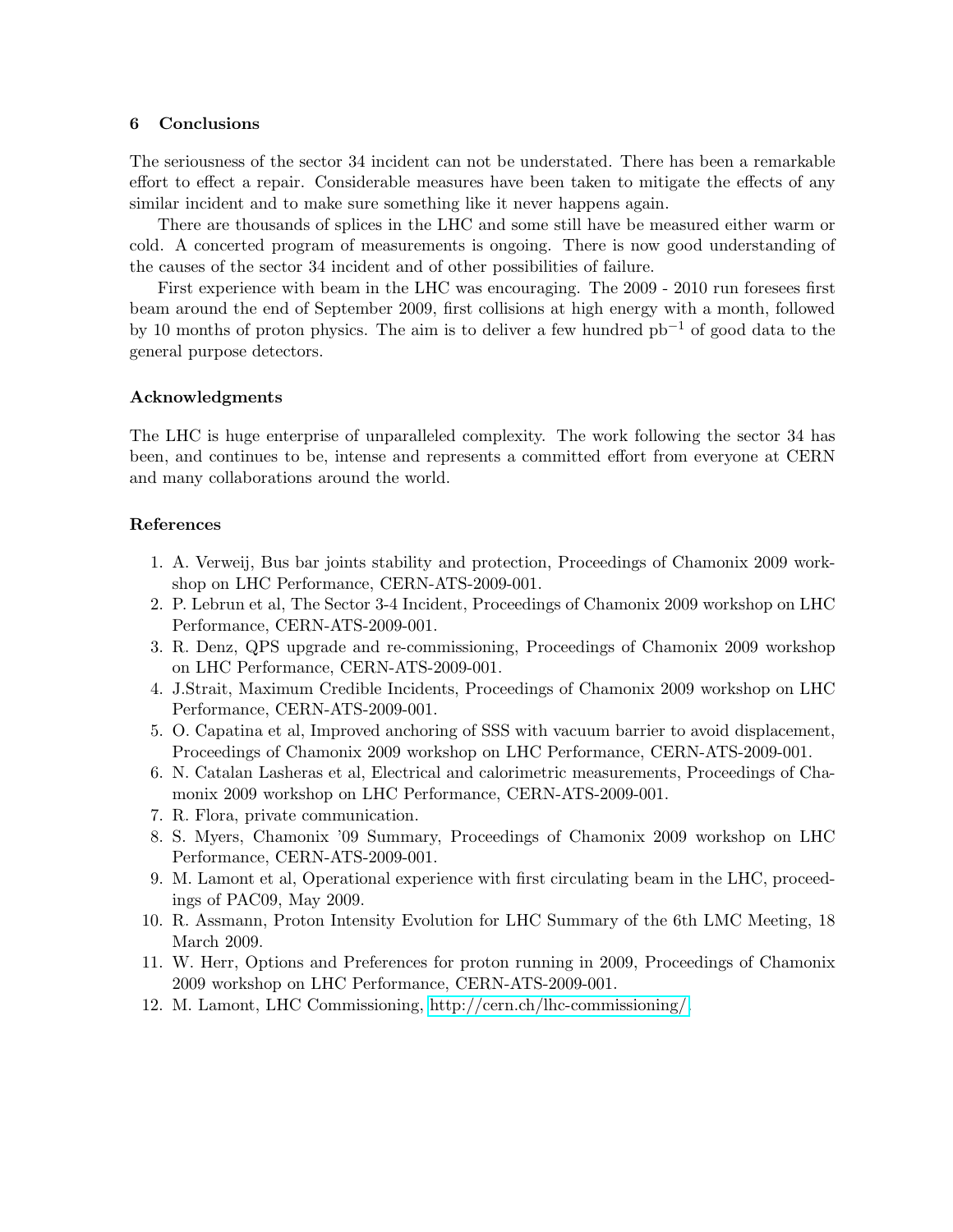## 6 Conclusions

The seriousness of the sector 34 incident can not be understated. There has been a remarkable effort to effect a repair. Considerable measures have been taken to mitigate the effects of any similar incident and to make sure something like it never happens again.

There are thousands of splices in the LHC and some still have be measured either warm or cold. A concerted program of measurements is ongoing. There is now good understanding of the causes of the sector 34 incident and of other possibilities of failure.

First experience with beam in the LHC was encouraging. The 2009 - 2010 run foresees first beam around the end of September 2009, first collisions at high energy with a month, followed by 10 months of proton physics. The aim is to deliver a few hundred $\mathrm{pb}^{-1}$ of good data to the general purpose detectors.

### Acknowledgments

The LHC is huge enterprise of unparalleled complexity. The work following the sector 34 has been, and continues to be, intense and represents a committed effort from everyone at CERN and many collaborations around the world.

### References

1. A. Verweij, Bus bar joints stability and protection, Proceedings of Chamonix 2009 workshop on LHC Performance, CERN-ATS-2009-001.
2. P. Lebrun et al, The Sector 3-4 Incident, Proceedings of Chamonix 2009 workshop on LHC Performance, CERN-ATS-2009-001.
3. R. Denz, QPS upgrade and re-commissioning, Proceedings of Chamonix 2009 workshop on LHC Performance, CERN-ATS-2009-001.
4. J.Strait, Maximum Credible Incidents, Proceedings of Chamonix 2009 workshop on LHC Performance, CERN-ATS-2009-001.
5. O. Capatina et al, Improved anchoring of SSS with vacuum barrier to avoid displacement, Proceedings of Chamonix 2009 workshop on LHC Performance, CERN-ATS-2009-001.
6. N. Catalan Lasheras et al, Electrical and calorimetric measurements, Proceedings of Chamonix 2009 workshop on LHC Performance, CERN-ATS-2009-001.
7. R. Flora, private communication.
8. S. Myers, Chamonix '09 Summary, Proceedings of Chamonix 2009 workshop on LHC Performance, CERN-ATS-2009-001.
9. M. Lamont et al, Operational experience with first circulating beam in the LHC, proceedings of PAC09, May 2009.
10. R. Assmann, Proton Intensity Evolution for LHC Summary of the 6th LMC Meeting, 18 March 2009.
11. W. Herr, Options and Preferences for proton running in 2009, Proceedings of Chamonix 2009 workshop on LHC Performance, CERN-ATS-2009-001.
12. M. Lamont, LHC Commissioning, http://cern.ch/lhc-commissioning/.